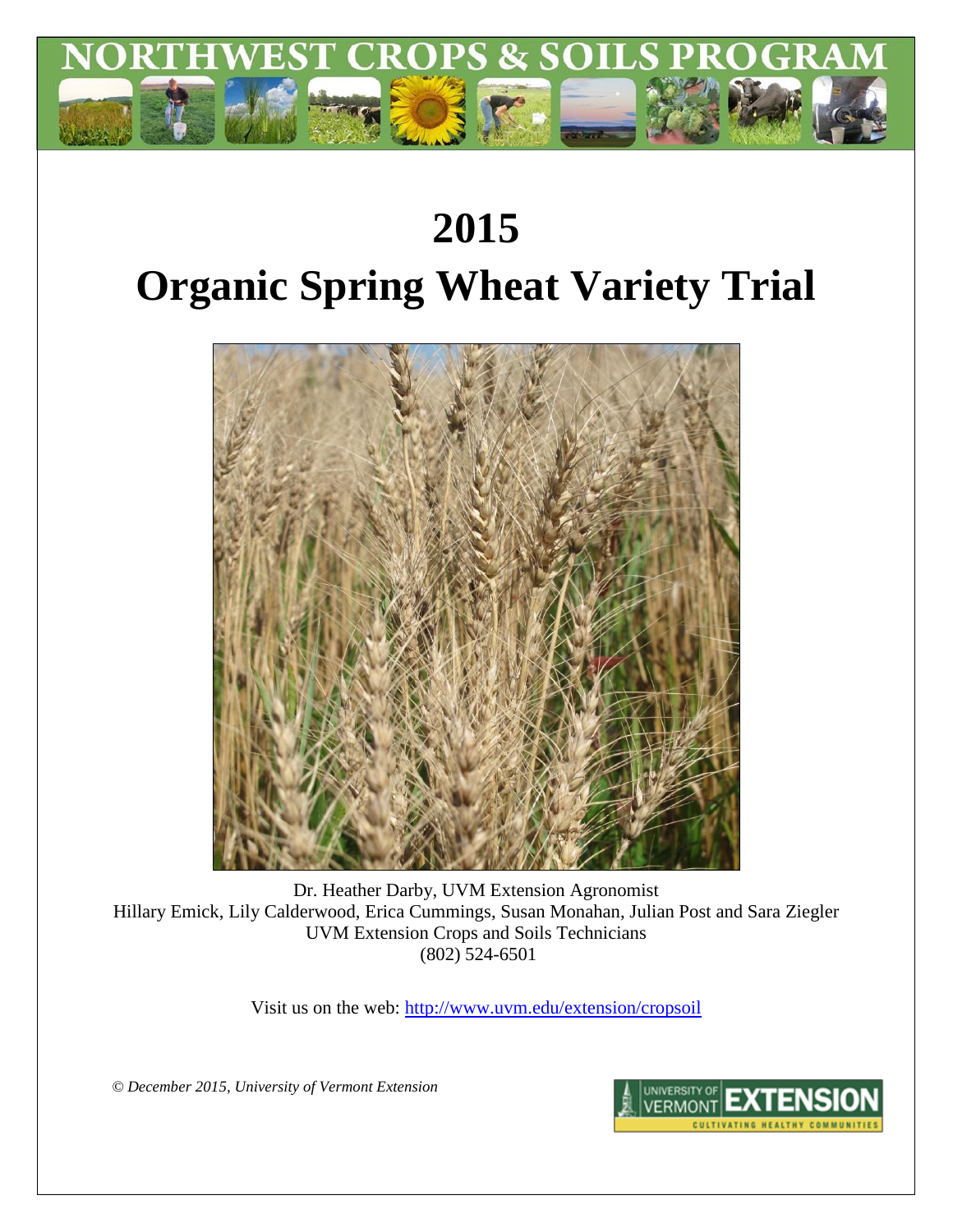# NORTHWEST CROPS & SOILS PROGRAM

# 2015

# Organic Spring Wheat Variety Trial

Dr. Heather Darby, UVM Extension Agronomist
Hillary Emick, Lily Calderwood, Erica Cummings, Susan Monahan, Julian Post and Sara Ziegler
UVM Extension Crops and Soils Technicians
(802) 524-6501

Visit us on the web: http://www.uvm.edu/extension/cropsoil

*© December 2015, University of Vermont Extension*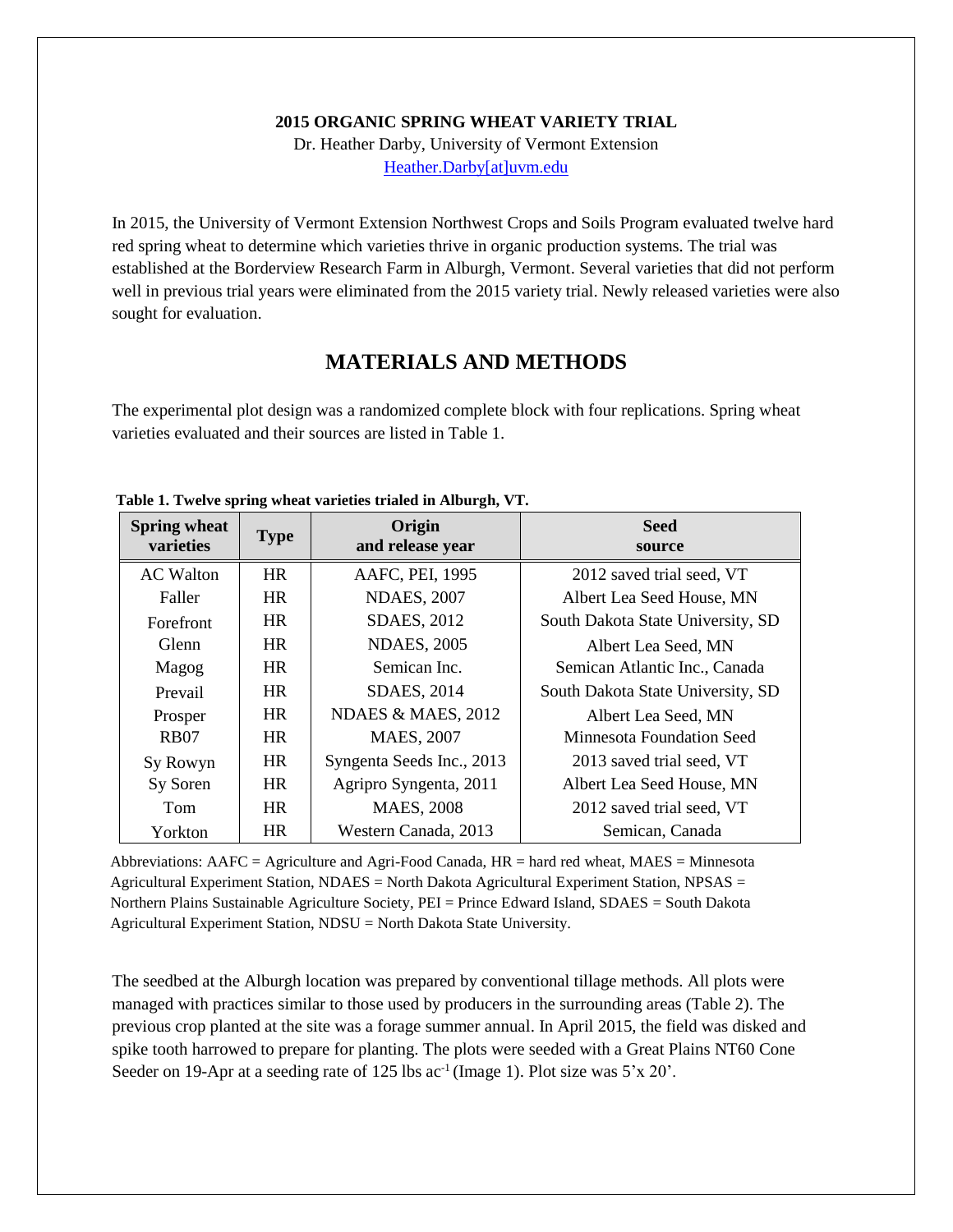**2015 ORGANIC SPRING WHEAT VARIETY TRIAL**

Dr. Heather Darby, University of Vermont Extension

Heather.Darby[at]uvm.edu

In 2015, the University of Vermont Extension Northwest Crops and Soils Program evaluated twelve hard red spring wheat to determine which varieties thrive in organic production systems. The trial was established at the Borderview Research Farm in Alburgh, Vermont. Several varieties that did not perform well in previous trial years were eliminated from the 2015 variety trial. Newly released varieties were also sought for evaluation.

## MATERIALS AND METHODS

The experimental plot design was a randomized complete block with four replications. Spring wheat varieties evaluated and their sources are listed in Table 1.

**Table 1. Twelve spring wheat varieties trialed in Alburgh, VT.**

| Spring wheat varieties | Type | Origin and release year | Seed source |
|---|---|---|---|
| AC Walton | HR | AAFC, PEI, 1995 | 2012 saved trial seed, VT |
| Faller | HR | NDAES, 2007 | Albert Lea Seed House, MN |
| Forefront | HR | SDAES, 2012 | South Dakota State University, SD |
| Glenn | HR | NDAES, 2005 | Albert Lea Seed, MN |
| Magog | HR | Semican Inc. | Semican Atlantic Inc., Canada |
| Prevail | HR | SDAES, 2014 | South Dakota State University, SD |
| Prosper | HR | NDAES & MAES, 2012 | Albert Lea Seed, MN |
| RB07 | HR | MAES, 2007 | Minnesota Foundation Seed |
| Sy Rowyn | HR | Syngenta Seeds Inc., 2013 | 2013 saved trial seed, VT |
| Sy Soren | HR | Agripro Syngenta, 2011 | Albert Lea Seed House, MN |
| Tom | HR | MAES, 2008 | 2012 saved trial seed, VT |
| Yorkton | HR | Western Canada, 2013 | Semican, Canada |

Abbreviations: AAFC = Agriculture and Agri-Food Canada, HR = hard red wheat, MAES = Minnesota Agricultural Experiment Station, NDAES = North Dakota Agricultural Experiment Station, NPSAS = Northern Plains Sustainable Agriculture Society, PEI = Prince Edward Island, SDAES = South Dakota Agricultural Experiment Station, NDSU = North Dakota State University.

The seedbed at the Alburgh location was prepared by conventional tillage methods. All plots were managed with practices similar to those used by producers in the surrounding areas (Table 2). The previous crop planted at the site was a forage summer annual. In April 2015, the field was disked and spike tooth harrowed to prepare for planting. The plots were seeded with a Great Plains NT60 Cone Seeder on 19-Apr at a seeding rate of 125 lbs $ac^{-1}$ (Image 1). Plot size was 5'x 20'.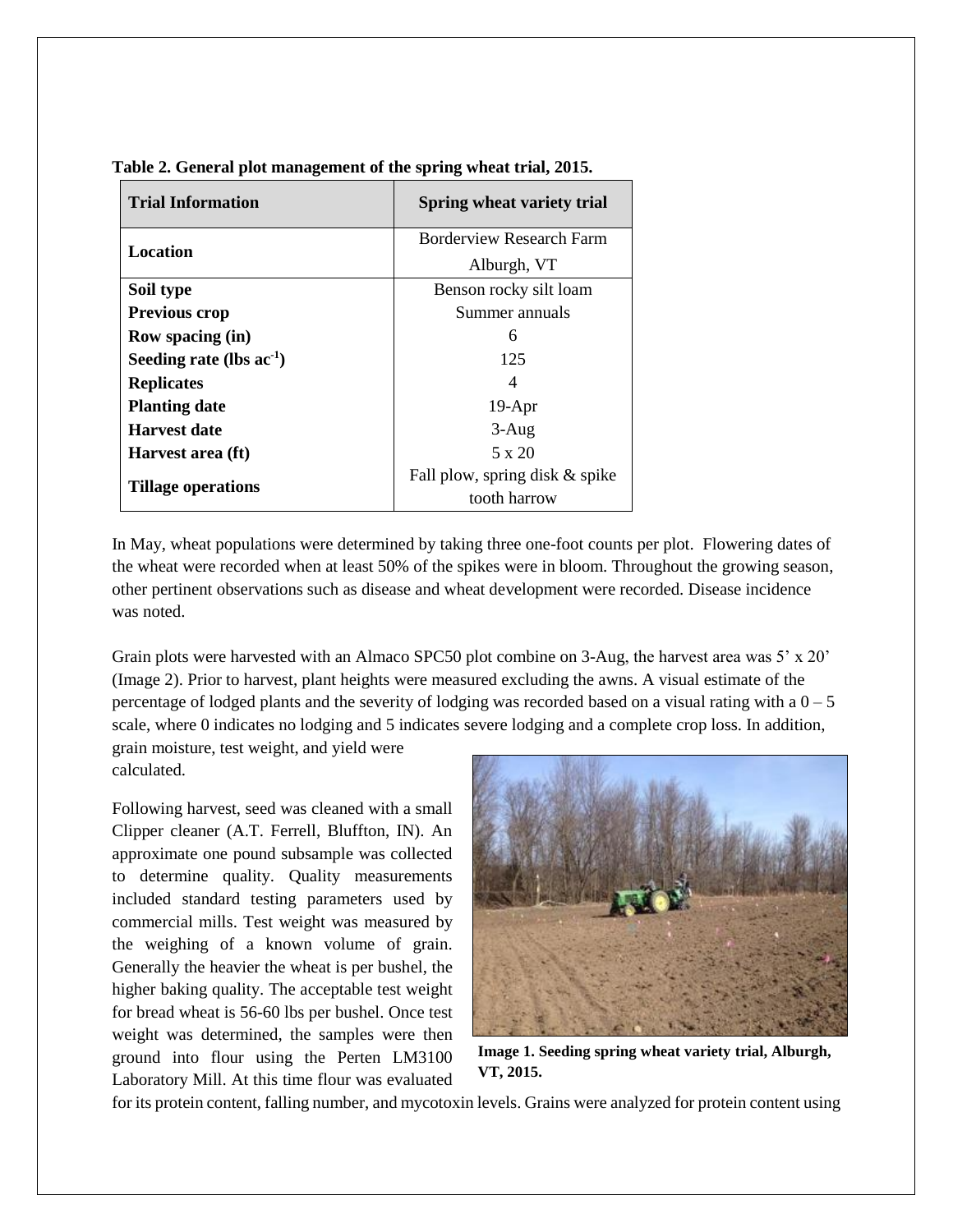**Table 2. General plot management of the spring wheat trial, 2015.**

| Trial Information | Spring wheat variety trial |
|---|---|
| **Location** | Borderview Research Farm Alburgh, VT |
| **Soil type** | Benson rocky silt loam |
| **Previous crop** | Summer annuals |
| **Row spacing (in)** | 6 |
| **Seeding rate (lbs ac$^{-1}$)** | 125 |
| **Replicates** | 4 |
| **Planting date** | 19-Apr |
| **Harvest date** | 3-Aug |
| **Harvest area (ft)** | 5 x 20 |
| **Tillage operations** | Fall plow, spring disk & spike tooth harrow |

In May, wheat populations were determined by taking three one-foot counts per plot. Flowering dates of the wheat were recorded when at least 50% of the spikes were in bloom. Throughout the growing season, other pertinent observations such as disease and wheat development were recorded. Disease incidence was noted.

Grain plots were harvested with an Almaco SPC50 plot combine on 3-Aug, the harvest area was 5' x 20' (Image 2). Prior to harvest, plant heights were measured excluding the awns. A visual estimate of the percentage of lodged plants and the severity of lodging was recorded based on a visual rating with a 0 – 5 scale, where 0 indicates no lodging and 5 indicates severe lodging and a complete crop loss. In addition, grain moisture, test weight, and yield were calculated.

Following harvest, seed was cleaned with a small Clipper cleaner (A.T. Ferrell, Bluffton, IN). An approximate one pound subsample was collected to determine quality. Quality measurements included standard testing parameters used by commercial mills. Test weight was measured by the weighing of a known volume of grain. Generally the heavier the wheat is per bushel, the higher baking quality. The acceptable test weight for bread wheat is 56-60 lbs per bushel. Once test weight was determined, the samples were then ground into flour using the Perten LM3100 Laboratory Mill. At this time flour was evaluated for its protein content, falling number, and mycotoxin levels. Grains were analyzed for protein content using

**Image 1. Seeding spring wheat variety trial, Alburgh, VT, 2015.**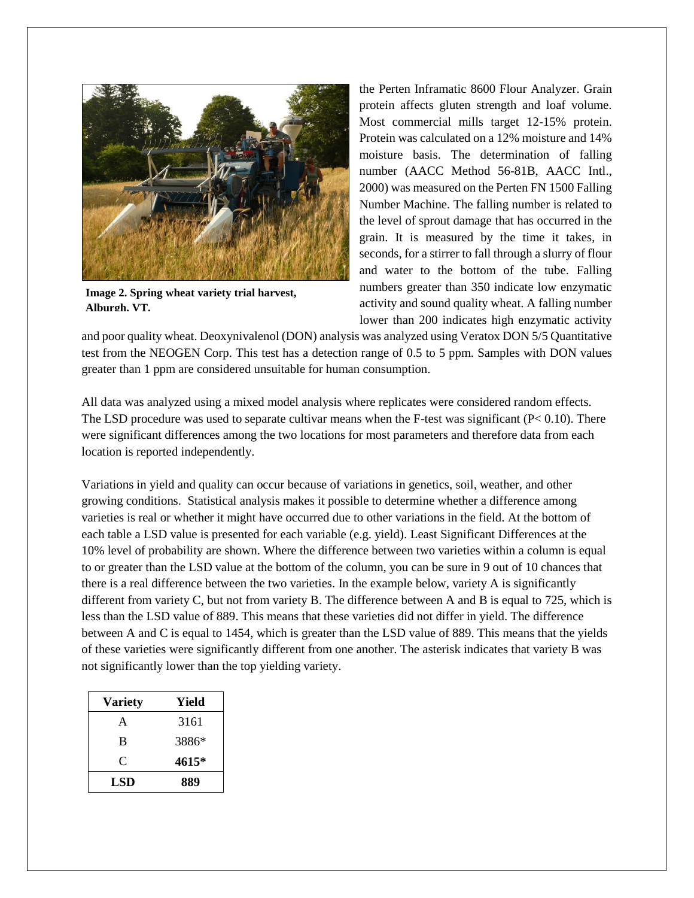Image 2. Spring wheat variety trial harvest, Alburgh, VT.

the Perten Inframatic 8600 Flour Analyzer. Grain protein affects gluten strength and loaf volume. Most commercial mills target 12-15% protein. Protein was calculated on a 12% moisture and 14% moisture basis. The determination of falling number (AACC Method 56-81B, AACC Intl., 2000) was measured on the Perten FN 1500 Falling Number Machine. The falling number is related to the level of sprout damage that has occurred in the grain. It is measured by the time it takes, in seconds, for a stirrer to fall through a slurry of flour and water to the bottom of the tube. Falling numbers greater than 350 indicate low enzymatic activity and sound quality wheat. A falling number lower than 200 indicates high enzymatic activity and poor quality wheat. Deoxynivalenol (DON) analysis was analyzed using Veratox DON 5/5 Quantitative test from the NEOGEN Corp. This test has a detection range of 0.5 to 5 ppm. Samples with DON values greater than 1 ppm are considered unsuitable for human consumption.

All data was analyzed using a mixed model analysis where replicates were considered random effects. The LSD procedure was used to separate cultivar means when the F-test was significant ($P < 0.10$). There were significant differences among the two locations for most parameters and therefore data from each location is reported independently.

Variations in yield and quality can occur because of variations in genetics, soil, weather, and other growing conditions. Statistical analysis makes it possible to determine whether a difference among varieties is real or whether it might have occurred due to other variations in the field. At the bottom of each table a LSD value is presented for each variable (e.g. yield). Least Significant Differences at the 10% level of probability are shown. Where the difference between two varieties within a column is equal to or greater than the LSD value at the bottom of the column, you can be sure in 9 out of 10 chances that there is a real difference between the two varieties. In the example below, variety A is significantly different from variety C, but not from variety B. The difference between A and B is equal to 725, which is less than the LSD value of 889. This means that these varieties did not differ in yield. The difference between A and C is equal to 1454, which is greater than the LSD value of 889. This means that the yields of these varieties were significantly different from one another. The asterisk indicates that variety B was not significantly lower than the top yielding variety.

| Variety | Yield |
|---|---|
| A | 3161 |
| B | 3886* |
| C | **4615*** |
| **LSD** | **889** |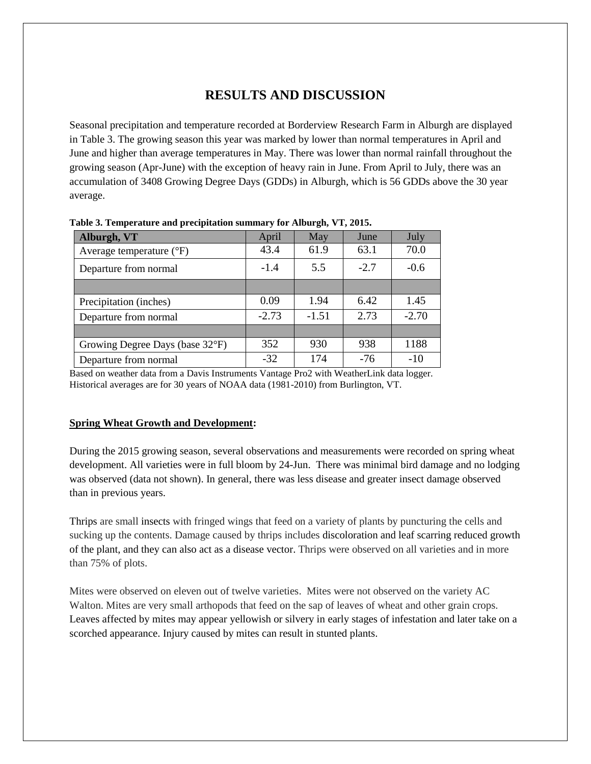# RESULTS AND DISCUSSION

Seasonal precipitation and temperature recorded at Borderview Research Farm in Alburgh are displayed in Table 3. The growing season this year was marked by lower than normal temperatures in April and June and higher than average temperatures in May. There was lower than normal rainfall throughout the growing season (Apr-June) with the exception of heavy rain in June. From April to July, there was an accumulation of 3408 Growing Degree Days (GDDs) in Alburgh, which is 56 GDDs above the 30 year average.

**Table 3. Temperature and precipitation summary for Alburgh, VT, 2015.**

| Alburgh, VT | April | May | June | July |
|---|---|---|---|---|
| Average temperature (°F) | 43.4 | 61.9 | 63.1 | 70.0 |
| Departure from normal | -1.4 | 5.5 | -2.7 | -0.6 |
| | | | | |
| Precipitation (inches) | 0.09 | 1.94 | 6.42 | 1.45 |
| Departure from normal | -2.73 | -1.51 | 2.73 | -2.70 |
| | | | | |
| Growing Degree Days (base 32°F) | 352 | 930 | 938 | 1188 |
| Departure from normal | -32 | 174 | -76 | -10 |

Based on weather data from a Davis Instruments Vantage Pro2 with WeatherLink data logger.
Historical averages are for 30 years of NOAA data (1981-2010) from Burlington, VT.

**Spring Wheat Growth and Development:**

During the 2015 growing season, several observations and measurements were recorded on spring wheat development. All varieties were in full bloom by 24-Jun. There was minimal bird damage and no lodging was observed (data not shown). In general, there was less disease and greater insect damage observed than in previous years.

Thrips are small insects with fringed wings that feed on a variety of plants by puncturing the cells and sucking up the contents. Damage caused by thrips includes discoloration and leaf scarring reduced growth of the plant, and they can also act as a disease vector. Thrips were observed on all varieties and in more than 75% of plots.

Mites were observed on eleven out of twelve varieties. Mites were not observed on the variety AC Walton. Mites are very small arthopods that feed on the sap of leaves of wheat and other grain crops. Leaves affected by mites may appear yellowish or silvery in early stages of infestation and later take on a scorched appearance. Injury caused by mites can result in stunted plants.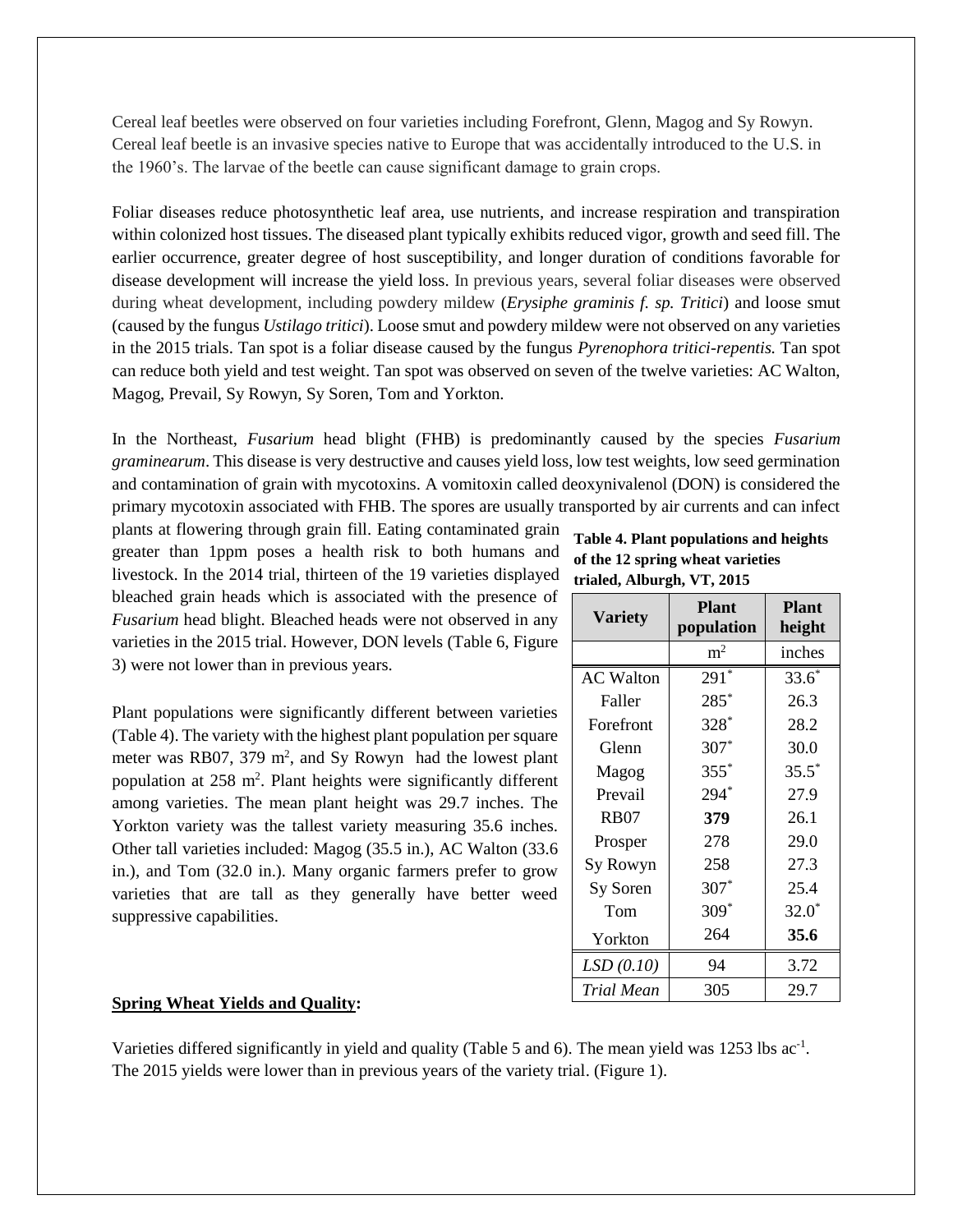Cereal leaf beetles were observed on four varieties including Forefront, Glenn, Magog and Sy Rowyn. Cereal leaf beetle is an invasive species native to Europe that was accidentally introduced to the U.S. in the 1960's. The larvae of the beetle can cause significant damage to grain crops.

Foliar diseases reduce photosynthetic leaf area, use nutrients, and increase respiration and transpiration within colonized host tissues. The diseased plant typically exhibits reduced vigor, growth and seed fill. The earlier occurrence, greater degree of host susceptibility, and longer duration of conditions favorable for disease development will increase the yield loss. In previous years, several foliar diseases were observed during wheat development, including powdery mildew (*Erysiphe graminis f. sp. Tritici*) and loose smut (caused by the fungus *Ustilago tritici*). Loose smut and powdery mildew were not observed on any varieties in the 2015 trials. Tan spot is a foliar disease caused by the fungus *Pyrenophora tritici-repentis.* Tan spot can reduce both yield and test weight. Tan spot was observed on seven of the twelve varieties: AC Walton, Magog, Prevail, Sy Rowyn, Sy Soren, Tom and Yorkton.

In the Northeast, *Fusarium* head blight (FHB) is predominantly caused by the species *Fusarium graminearum*. This disease is very destructive and causes yield loss, low test weights, low seed germination and contamination of grain with mycotoxins. A vomitoxin called deoxynivalenol (DON) is considered the primary mycotoxin associated with FHB. The spores are usually transported by air currents and can infect plants at flowering through grain fill. Eating contaminated grain greater than 1ppm poses a health risk to both humans and livestock. In the 2014 trial, thirteen of the 19 varieties displayed bleached grain heads which is associated with the presence of *Fusarium* head blight. Bleached heads were not observed in any varieties in the 2015 trial. However, DON levels (Table 6, Figure 3) were not lower than in previous years.

Plant populations were significantly different between varieties (Table 4). The variety with the highest plant population per square meter was RB07, 379 $m^2$, and Sy Rowyn had the lowest plant population at 258 $m^2$. Plant heights were significantly different among varieties. The mean plant height was 29.7 inches. The Yorkton variety was the tallest variety measuring 35.6 inches. Other tall varieties included: Magog (35.5 in.), AC Walton (33.6 in.), and Tom (32.0 in.). Many organic farmers prefer to grow varieties that are tall as they generally have better weed suppressive capabilities.

**Table 4. Plant populations and heights of the 12 spring wheat varieties trialed, Alburgh, VT, 2015**

| Variety | Plant population | Plant height |
|---|---|---|
| | $m^2$ | inches |
| AC Walton | 291* | 33.6* |
| Faller | 285* | 26.3 |
| Forefront | 328* | 28.2 |
| Glenn | 307* | 30.0 |
| Magog | 355* | 35.5* |
| Prevail | 294* | 27.9 |
| RB07 | **379** | 26.1 |
| Prosper | 278 | 29.0 |
| Sy Rowyn | 258 | 27.3 |
| Sy Soren | 307* | 25.4 |
| Tom | 309* | 32.0* |
| Yorkton | 264 | **35.6** |
| *LSD (0.10)* | 94 | 3.72 |
| *Trial Mean* | 305 | 29.7 |

**<u>Spring Wheat Yields and Quality</u>:**

Varieties differed significantly in yield and quality (Table 5 and 6). The mean yield was 1253 lbs $ac^{-1}$. The 2015 yields were lower than in previous years of the variety trial. (Figure 1).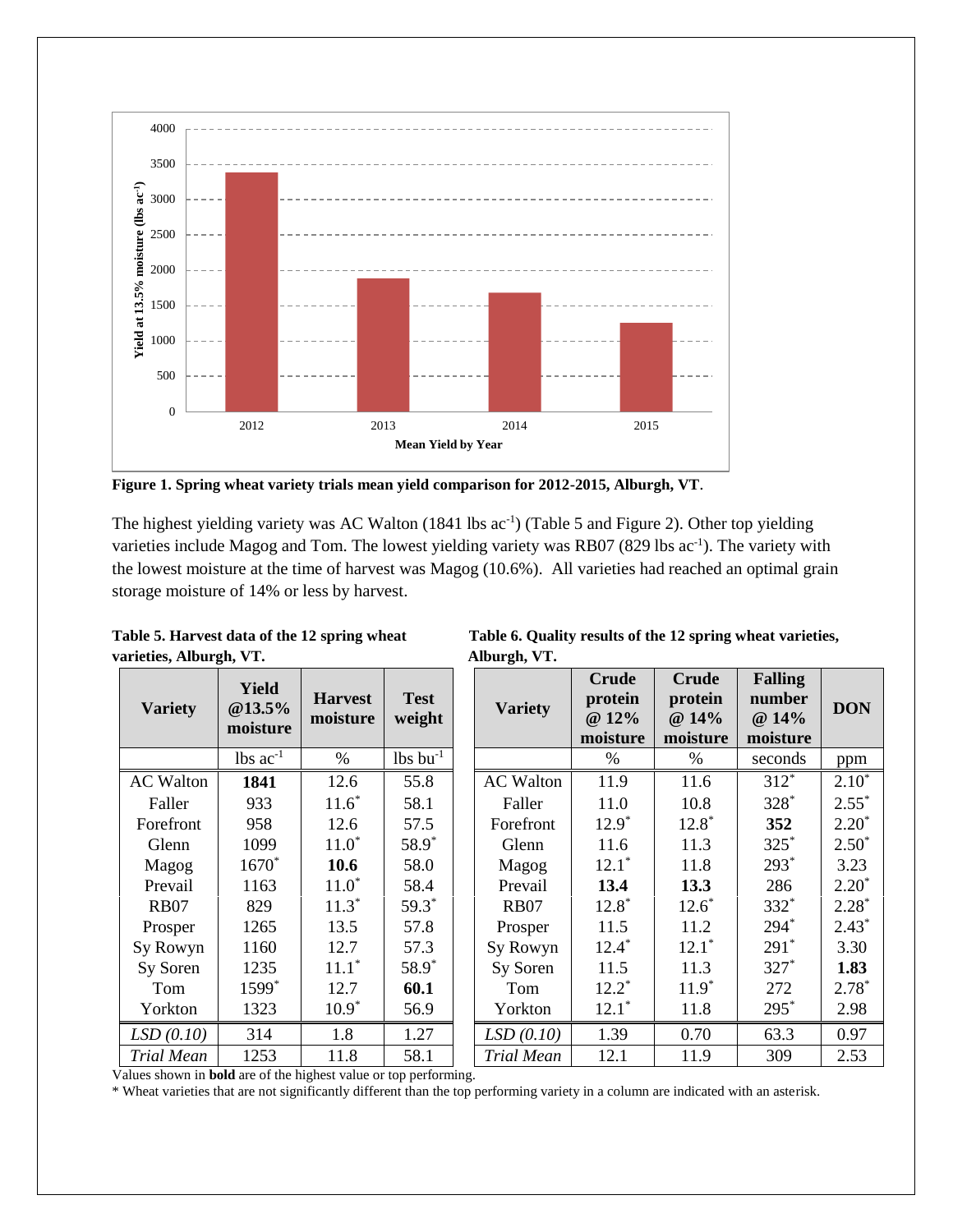**Figure 1. Spring wheat variety trials mean yield comparison for 2012-2015, Alburgh, VT**.

The highest yielding variety was AC Walton (1841 lbs $ac^{-1}$) (Table 5 and Figure 2). Other top yielding varieties include Magog and Tom. The lowest yielding variety was RB07 (829 lbs $ac^{-1}$). The variety with the lowest moisture at the time of harvest was Magog (10.6%). All varieties had reached an optimal grain storage moisture of 14% or less by harvest.

**Table 5. Harvest data of the 12 spring wheat varieties, Alburgh, VT.**

| Variety | Yield @13.5% moisture | Harvest moisture | Test weight |
|---|---|---|---|
| | lbs $ac^{-1}$ | % | lbs $bu^{-1}$ |
| AC Walton | **1841** | 12.6 | 55.8 |
| Faller | 933 | 11.6* | 58.1 |
| Forefront | 958 | 12.6 | 57.5 |
| Glenn | 1099 | 11.0* | 58.9* |
| Magog | 1670* | **10.6** | 58.0 |
| Prevail | 1163 | 11.0* | 58.4 |
| RB07 | 829 | 11.3* | 59.3* |
| Prosper | 1265 | 13.5 | 57.8 |
| Sy Rowyn | 1160 | 12.7 | 57.3 |
| Sy Soren | 1235 | 11.1* | 58.9* |
| Tom | 1599* | 12.7 | **60.1** |
| Yorkton | 1323 | 10.9* | 56.9 |
| *LSD (0.10)* | 314 | 1.8 | 1.27 |
| *Trial Mean* | 1253 | 11.8 | 58.1 |

**Table 6. Quality results of the 12 spring wheat varieties, Alburgh, VT.**

| Variety | Crude protein @ 12% moisture | Crude protein @ 14% moisture | Falling number @ 14% moisture | DON |
|---|---|---|---|---|
| | % | % | seconds | ppm |
| AC Walton | 11.9 | 11.6 | 312* | 2.10* |
| Faller | 11.0 | 10.8 | 328* | 2.55* |
| Forefront | 12.9* | 12.8* | **352** | 2.20* |
| Glenn | 11.6 | 11.3 | 325* | 2.50* |
| Magog | 12.1* | 11.8 | 293* | 3.23 |
| Prevail | **13.4** | **13.3** | 286 | 2.20* |
| RB07 | 12.8* | 12.6* | 332* | 2.28* |
| Prosper | 11.5 | 11.2 | 294* | 2.43* |
| Sy Rowyn | 12.4* | 12.1* | 291* | 3.30 |
| Sy Soren | 11.5 | 11.3 | 327* | **1.83** |
| Tom | 12.2* | 11.9* | 272 | 2.78* |
| Yorkton | 12.1* | 11.8 | 295* | 2.98 |
| *LSD (0.10)* | 1.39 | 0.70 | 63.3 | 0.97 |
| *Trial Mean* | 12.1 | 11.9 | 309 | 2.53 |

Values shown in **bold** are of the highest value or top performing.

* Wheat varieties that are not significantly different than the top performing variety in a column are indicated with an asterisk.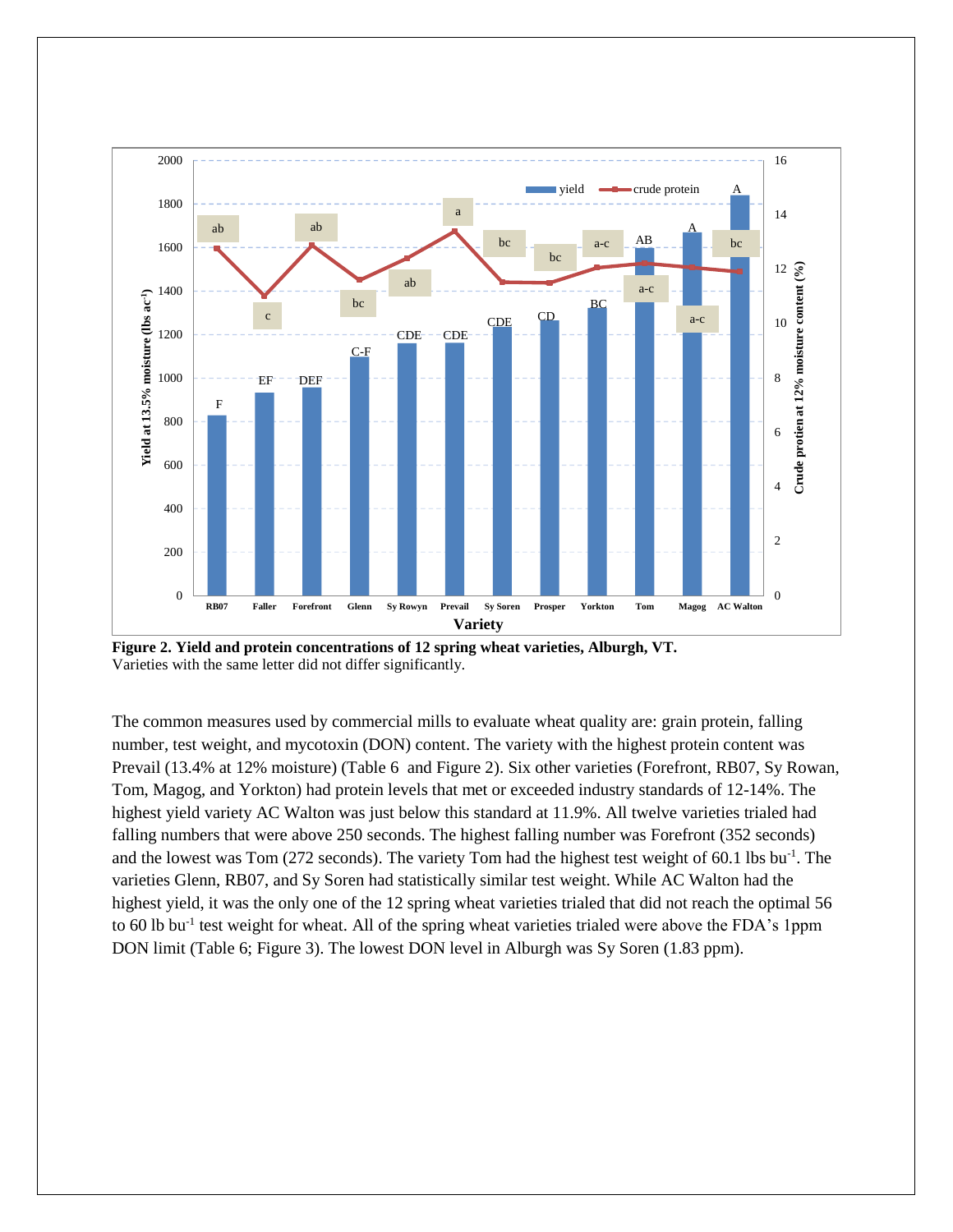**Figure 2. Yield and protein concentrations of 12 spring wheat varieties, Alburgh, VT.**
Varieties with the same letter did not differ significantly.

The common measures used by commercial mills to evaluate wheat quality are: grain protein, falling number, test weight, and mycotoxin (DON) content. The variety with the highest protein content was Prevail (13.4% at 12% moisture) (Table 6 and Figure 2). Six other varieties (Forefront, RB07, Sy Rowan, Tom, Magog, and Yorkton) had protein levels that met or exceeded industry standards of 12-14%. The highest yield variety AC Walton was just below this standard at 11.9%. All twelve varieties trialed had falling numbers that were above 250 seconds. The highest falling number was Forefront (352 seconds) and the lowest was Tom (272 seconds). The variety Tom had the highest test weight of 60.1 lbs $bu^{-1}$. The varieties Glenn, RB07, and Sy Soren had statistically similar test weight. While AC Walton had the highest yield, it was the only one of the 12 spring wheat varieties trialed that did not reach the optimal 56 to 60 lb $bu^{-1}$ test weight for wheat. All of the spring wheat varieties trialed were above the FDA's 1ppm DON limit (Table 6; Figure 3). The lowest DON level in Alburgh was Sy Soren (1.83 ppm).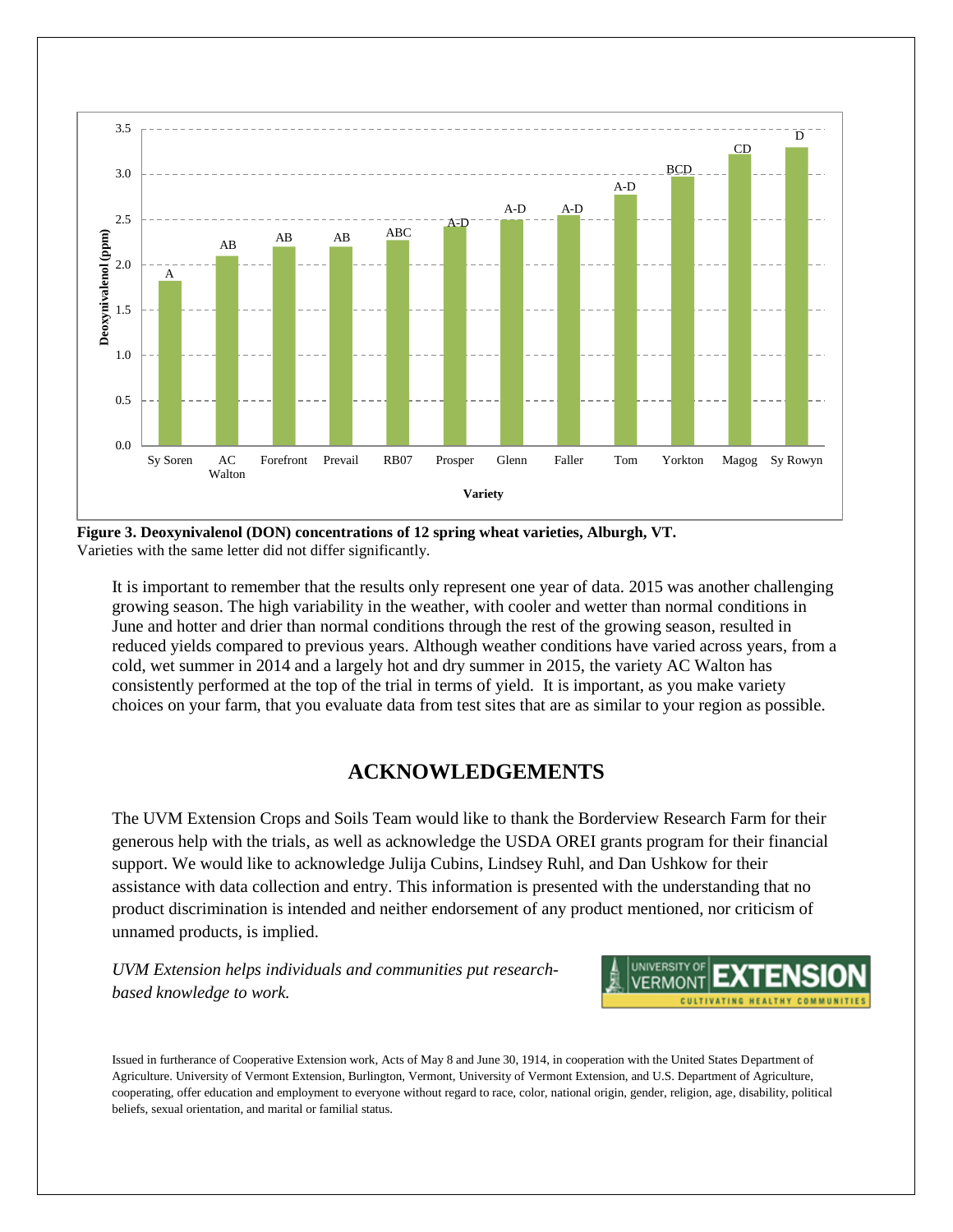3.5
3.0
2.5
2.0
1.5
1.0
0.5
0.0

Deoxynivalenol (ppm)

A
AB
AB
AB
ABC
A-D
A-D
A-D
A-D
BCD
CD
D

Sy Soren
AC Walton
Forefront
Prevail
RB07
Prosper
Glenn
Faller
Tom
Yorkton
Magog
Sy Rowyn

Variety

**Figure 3. Deoxynivalenol (DON) concentrations of 12 spring wheat varieties, Alburgh, VT.**
Varieties with the same letter did not differ significantly.

It is important to remember that the results only represent one year of data. 2015 was another challenging growing season. The high variability in the weather, with cooler and wetter than normal conditions in June and hotter and drier than normal conditions through the rest of the growing season, resulted in reduced yields compared to previous years. Although weather conditions have varied across years, from a cold, wet summer in 2014 and a largely hot and dry summer in 2015, the variety AC Walton has consistently performed at the top of the trial in terms of yield. It is important, as you make variety choices on your farm, that you evaluate data from test sites that are as similar to your region as possible.

## ACKNOWLEDGEMENTS

The UVM Extension Crops and Soils Team would like to thank the Borderview Research Farm for their generous help with the trials, as well as acknowledge the USDA OREI grants program for their financial support. We would like to acknowledge Julija Cubins, Lindsey Ruhl, and Dan Ushkow for their assistance with data collection and entry. This information is presented with the understanding that no product discrimination is intended and neither endorsement of any product mentioned, nor criticism of unnamed products, is implied.

*UVM Extension helps individuals and communities put research-based knowledge to work.*

Issued in furtherance of Cooperative Extension work, Acts of May 8 and June 30, 1914, in cooperation with the United States Department of Agriculture. University of Vermont Extension, Burlington, Vermont, University of Vermont Extension, and U.S. Department of Agriculture, cooperating, offer education and employment to everyone without regard to race, color, national origin, gender, religion, age, disability, political beliefs, sexual orientation, and marital or familial status.